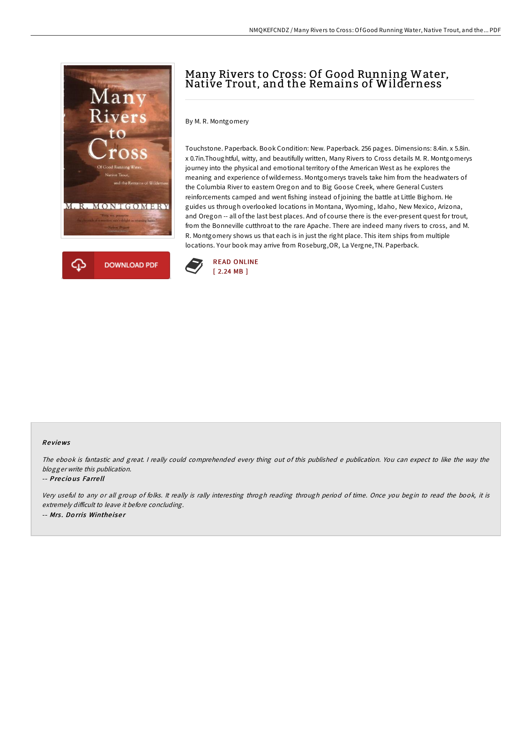# Many Rivers to Cross: Of Good Running Water, Native Trout, and the Remains of Wilderness

By M. R. Montgomery

Touchstone. Paperback. Book Condition: New. Paperback. 256 pages. Dimensions: 8.4in. x 5.8in. x 0.7in.Thoughtful, witty, and beautifully written, Many Rivers to Cross details M. R. Montgomerys journey into the physical and emotional territory of the American West as he explores the meaning and experience of wilderness. Montgomerys travels take him from the headwaters of the Columbia River to eastern Oregon and to Big Goose Creek, where General Custers reinforcements camped and went fishing instead of joining the battle at Little Bighorn. He guides us through overlooked locations in Montana, Wyoming, Idaho, New Mexico, Arizona, and Oregon -- all of the last best places. And of course there is the ever-present quest for trout, from the Bonneville cutthroat to the rare Apache. There are indeed many rivers to cross, and M. R. Montgomery shows us that each is in just the right place. This item ships from multiple locations. Your book may arrive from Roseburg,OR, La Vergne,TN. Paperback.

DOWNLOAD PDF

READ ONLINE
[ 2.24 MB ]

## Reviews

*The ebook is fantastic and great. I really could comprehended every thing out of this published e publication. You can expect to like the way the blogger write this publication.*

-- ***Precious Farrell***

*Very useful to any or all group of folks. It really is rally interesting throgh reading through period of time. Once you begin to read the book, it is extremely difficult to leave it before concluding.*

-- ***Mrs. Dorris Wintheiser***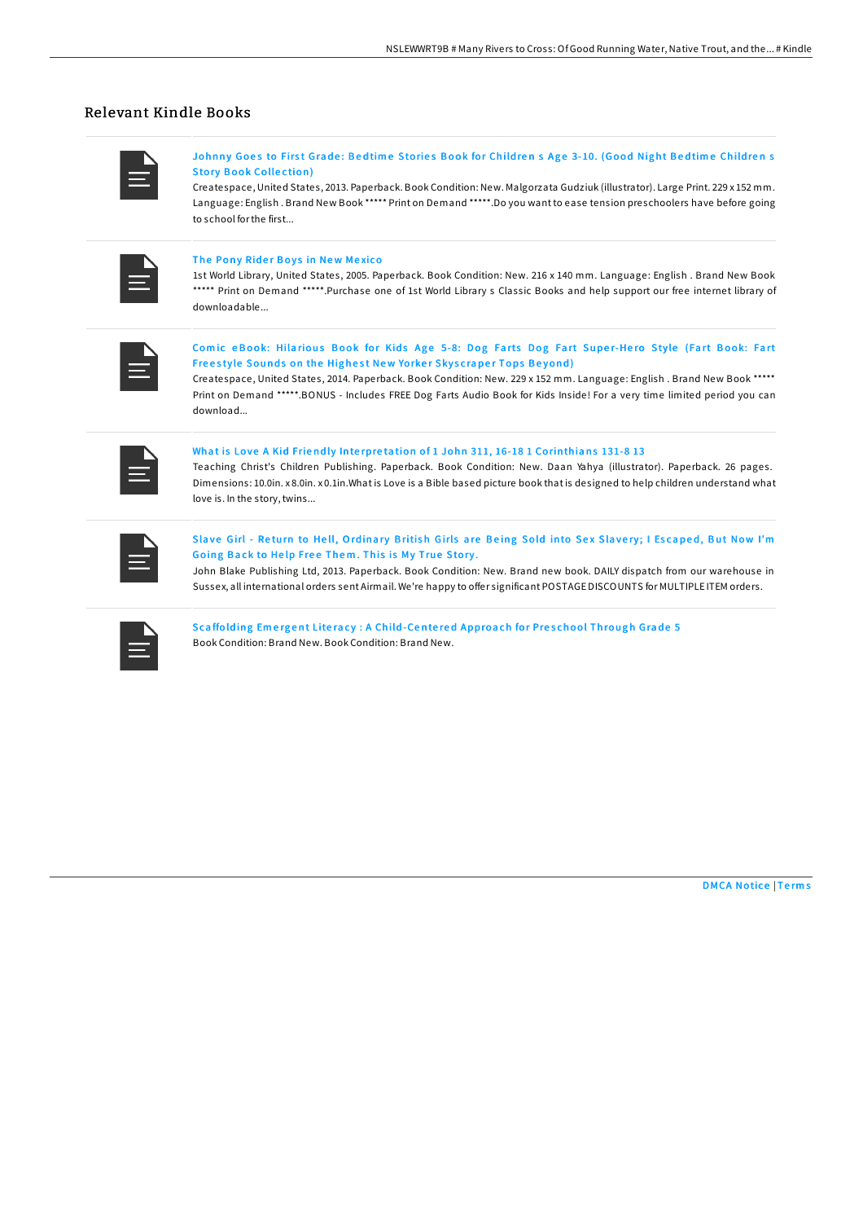## Relevant Kindle Books

**Johnny Goes to First Grade: Bedtime Stories Book for Children s Age 3-10. (Good Night Bedtime Children s Story Book Collection)**

Createspace, United States, 2013. Paperback. Book Condition: New. Malgorzata Gudziuk (illustrator). Large Print. 229 x 152 mm. Language: English . Brand New Book ***** Print on Demand *****.Do you want to ease tension preschoolers have before going to school for the first...

**The Pony Rider Boys in New Mexico**

1st World Library, United States, 2005. Paperback. Book Condition: New. 216 x 140 mm. Language: English . Brand New Book ***** Print on Demand *****.Purchase one of 1st World Library s Classic Books and help support our free internet library of downloadable...

**Comic eBook: Hilarious Book for Kids Age 5-8: Dog Farts Dog Fart Super-Hero Style (Fart Book: Fart Freestyle Sounds on the Highest New Yorker Skyscraper Tops Beyond)**

Createspace, United States, 2014. Paperback. Book Condition: New. 229 x 152 mm. Language: English . Brand New Book ***** Print on Demand *****.BONUS - Includes FREE Dog Farts Audio Book for Kids Inside! For a very time limited period you can download...

**What is Love A Kid Friendly Interpretation of 1 John 311, 16-18 1 Corinthians 131-8 13**

Teaching Christ's Children Publishing. Paperback. Book Condition: New. Daan Yahya (illustrator). Paperback. 26 pages. Dimensions: 10.0in. x 8.0in. x 0.1in.What is Love is a Bible based picture book that is designed to help children understand what love is. In the story, twins...

**Slave Girl - Return to Hell, Ordinary British Girls are Being Sold into Sex Slavery; I Escaped, But Now I'm Going Back to Help Free Them. This is My True Story.**

John Blake Publishing Ltd, 2013. Paperback. Book Condition: New. Brand new book. DAILY dispatch from our warehouse in Sussex, all international orders sent Airmail. We're happy to offer significant POSTAGE DISCOUNTS for MULTIPLE ITEM orders.

**Scaffolding Emergent Literacy : A Child-Centered Approach for Preschool Through Grade 5**

Book Condition: Brand New. Book Condition: Brand New.

DMCA Notice | Terms